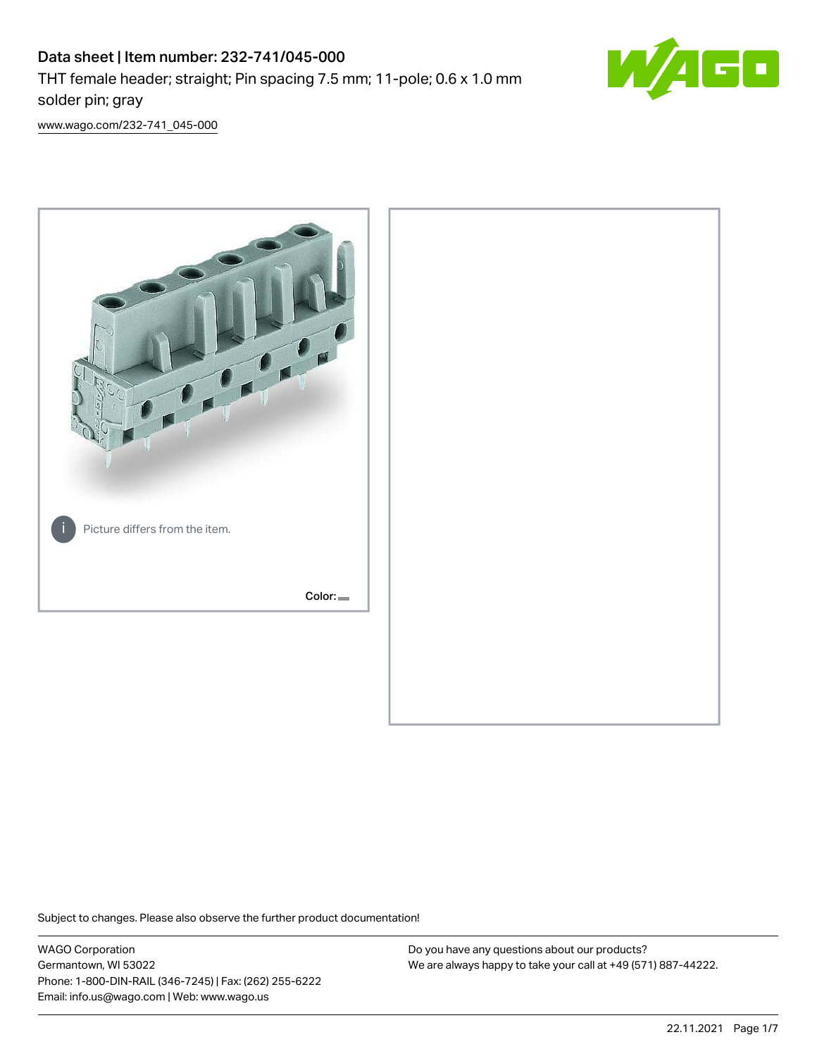# Data sheet | Item number: 232-741/045-000

THT female header; straight; Pin spacing 7.5 mm; 11-pole; 0.6 x 1.0 mm solder pin; gray

www.wago.com/232-741_045-000

Picture differs from the item.

Color:

Subject to changes. Please also observe the further product documentation!

WAGO Corporation
Germantown, WI 53022
Phone: 1-800-DIN-RAIL (346-7245) | Fax: (262) 255-6222
Email: info.us@wago.com | Web: www.wago.us

Do you have any questions about our products?
We are always happy to take your call at +49 (571) 887-44222.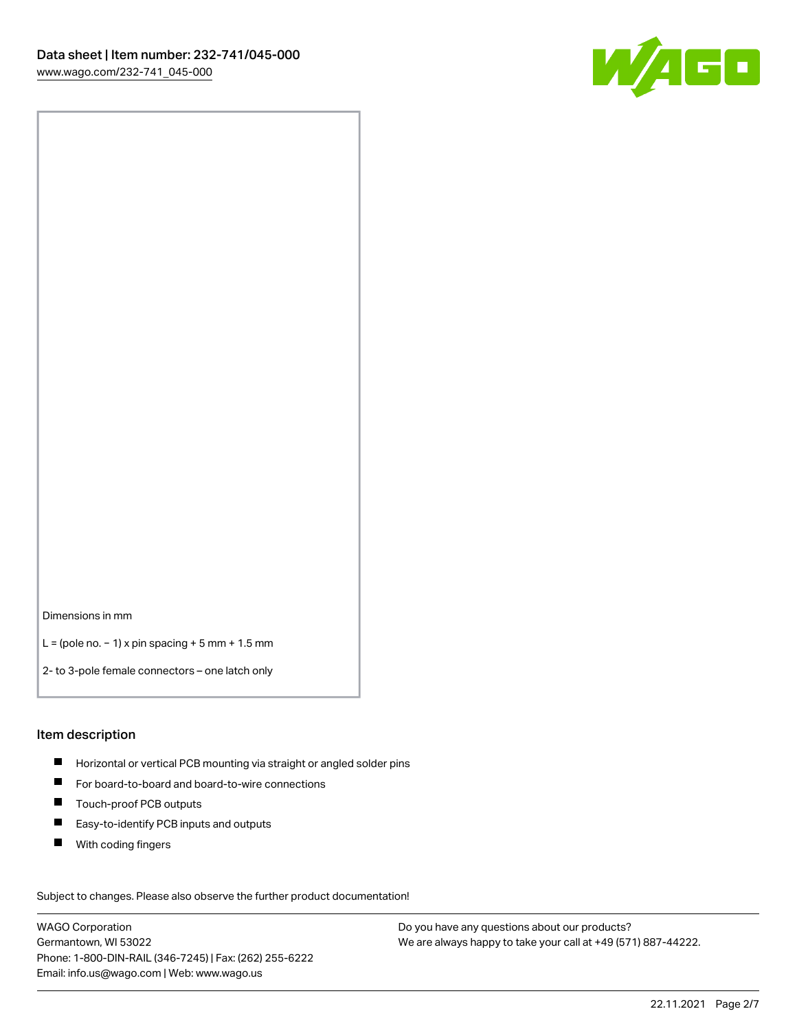Dimensions in mm

L = (pole no. − 1) x pin spacing + 5 mm + 1.5 mm

2- to 3-pole female connectors – one latch only

## Item description

- Horizontal or vertical PCB mounting via straight or angled solder pins
- For board-to-board and board-to-wire connections
- Touch-proof PCB outputs
- Easy-to-identify PCB inputs and outputs
- With coding fingers

Subject to changes. Please also observe the further product documentation!

WAGO Corporation
Germantown, WI 53022
Phone: 1-800-DIN-RAIL (346-7245) | Fax: (262) 255-6222
Email: info.us@wago.com | Web: www.wago.us

Do you have any questions about our products?
We are always happy to take your call at +49 (571) 887-44222.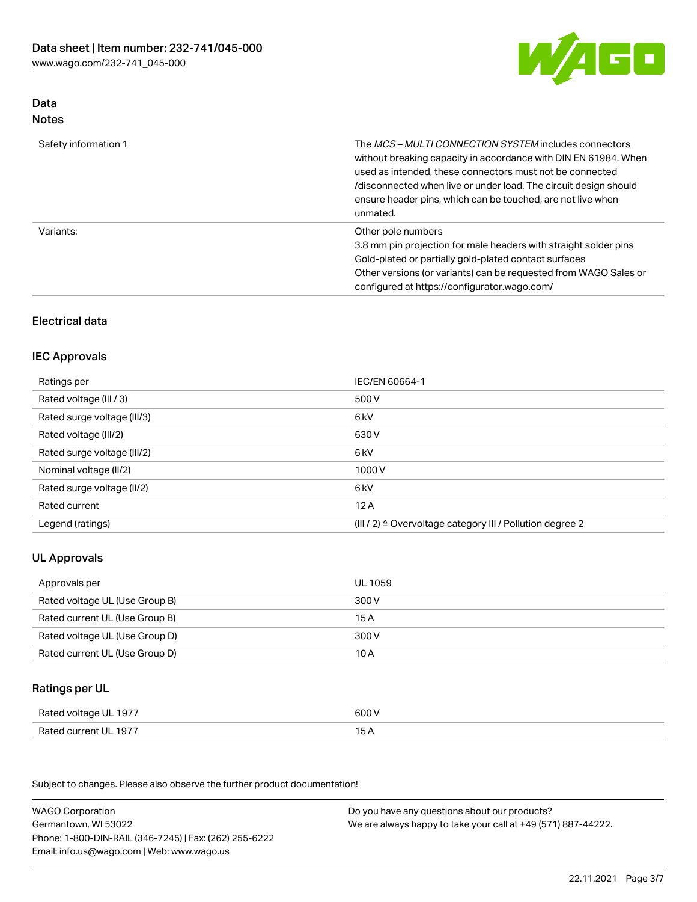## Data
### Notes

| | |
|---|---|
| Safety information 1 | The *MCS – MULTI CONNECTION SYSTEM* includes connectors without breaking capacity in accordance with DIN EN 61984. When used as intended, these connectors must not be connected /disconnected when live or under load. The circuit design should ensure header pins, which can be touched, are not live when unmated. |
| Variants: | Other pole numbers<br>3.8 mm pin projection for male headers with straight solder pins<br>Gold-plated or partially gold-plated contact surfaces<br>Other versions (or variants) can be requested from WAGO Sales or configured at https://configurator.wago.com/ |

## Electrical data

### IEC Approvals

| | |
|---|---|
| Ratings per | IEC/EN 60664-1 |
| Rated voltage (III / 3) | 500 V |
| Rated surge voltage (III/3) | 6 kV |
| Rated voltage (III/2) | 630 V |
| Rated surge voltage (III/2) | 6 kV |
| Nominal voltage (II/2) | 1000 V |
| Rated surge voltage (II/2) | 6 kV |
| Rated current | 12 A |
| Legend (ratings) | (III / 2) ≙ Overvoltage category III / Pollution degree 2 |

### UL Approvals

| | |
|---|---|
| Approvals per | UL 1059 |
| Rated voltage UL (Use Group B) | 300 V |
| Rated current UL (Use Group B) | 15 A |
| Rated voltage UL (Use Group D) | 300 V |
| Rated current UL (Use Group D) | 10 A |

### Ratings per UL

| | |
|---|---|
| Rated voltage UL 1977 | 600 V |
| Rated current UL 1977 | 15 A |

Subject to changes. Please also observe the further product documentation!

WAGO Corporation
Germantown, WI 53022
Phone: 1-800-DIN-RAIL (346-7245) | Fax: (262) 255-6222
Email: info.us@wago.com | Web: www.wago.us

Do you have any questions about our products?
We are always happy to take your call at +49 (571) 887-44222.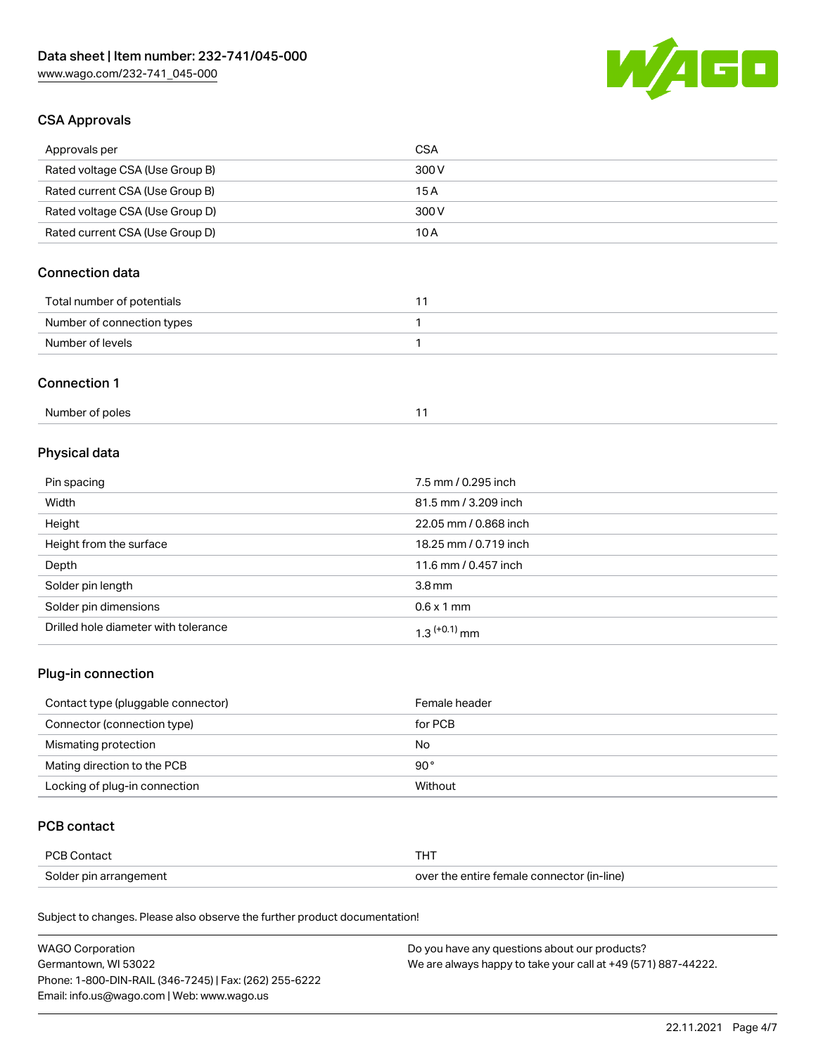## CSA Approvals

| Approvals per | CSA |
| --- | --- |
| Rated voltage CSA (Use Group B) | 300 V |
| Rated current CSA (Use Group B) | 15 A |
| Rated voltage CSA (Use Group D) | 300 V |
| Rated current CSA (Use Group D) | 10 A |

## Connection data

| Total number of potentials | 11 |
| --- | --- |
| Number of connection types | 1 |
| Number of levels | 1 |

## Connection 1

| Number of poles | 11 |
| --- | --- |

## Physical data

| Pin spacing | 7.5 mm / 0.295 inch |
| --- | --- |
| Width | 81.5 mm / 3.209 inch |
| Height | 22.05 mm / 0.868 inch |
| Height from the surface | 18.25 mm / 0.719 inch |
| Depth | 11.6 mm / 0.457 inch |
| Solder pin length | 3.8 mm |
| Solder pin dimensions | 0.6 x 1 mm |
| Drilled hole diameter with tolerance | $1.3^{(+0.1)}$ mm |

## Plug-in connection

| Contact type (pluggable connector) | Female header |
| --- | --- |
| Connector (connection type) | for PCB |
| Mismating protection | No |
| Mating direction to the PCB | 90 ° |
| Locking of plug-in connection | Without |

## PCB contact

| PCB Contact | THT |
| --- | --- |
| Solder pin arrangement | over the entire female connector (in-line) |

Subject to changes. Please also observe the further product documentation!

WAGO Corporation
Germantown, WI 53022
Phone: 1-800-DIN-RAIL (346-7245) | Fax: (262) 255-6222
Email: info.us@wago.com | Web: www.wago.us

Do you have any questions about our products?
We are always happy to take your call at +49 (571) 887-44222.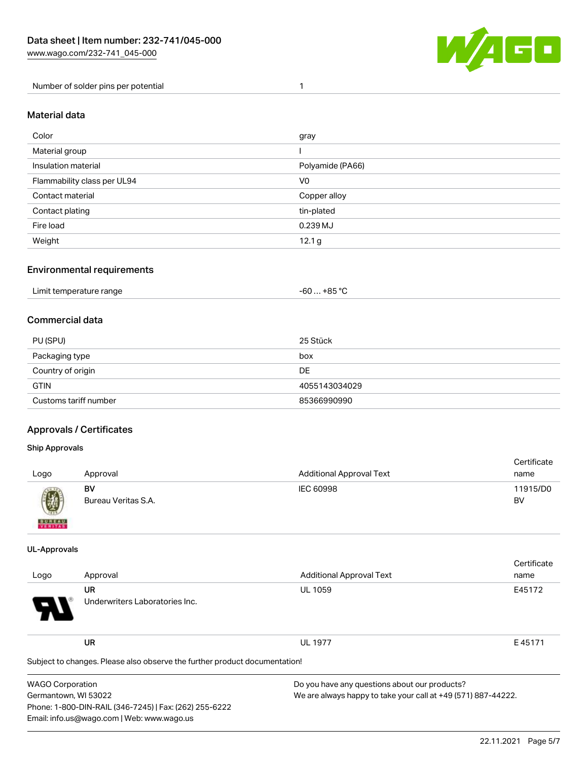| Number of solder pins per potential | 1 |
|---|---|

## Material data

| Color | gray |
|---|---|
| Material group | I |
| Insulation material | Polyamide (PA66) |
| Flammability class per UL94 | V0 |
| Contact material | Copper alloy |
| Contact plating | tin-plated |
| Fire load | 0.239 MJ |
| Weight | 12.1 g |

## Environmental requirements

| Limit temperature range | -60 … +85 °C |
|---|---|

## Commercial data

| PU (SPU) | 25 Stück |
|---|---|
| Packaging type | box |
| Country of origin | DE |
| GTIN | 4055143034029 |
| Customs tariff number | 85366990990 |

## Approvals / Certificates

### Ship Approvals

| Logo | Approval | Additional Approval Text | Certificate name |
|---|---|---|---|
| | **BV** Bureau Veritas S.A. | IEC 60998 | 11915/D0 BV |

### UL-Approvals

| Logo | Approval | Additional Approval Text | Certificate name |
|---|---|---|---|
| | **UR** Underwriters Laboratories Inc. | UL 1059 | E45172 |
| | **UR** | UL 1977 | E 45171 |

Subject to changes. Please also observe the further product documentation!

WAGO Corporation
Germantown, WI 53022
Phone: 1-800-DIN-RAIL (346-7245) | Fax: (262) 255-6222
Email: info.us@wago.com | Web: www.wago.us

Do you have any questions about our products?
We are always happy to take your call at +49 (571) 887-44222.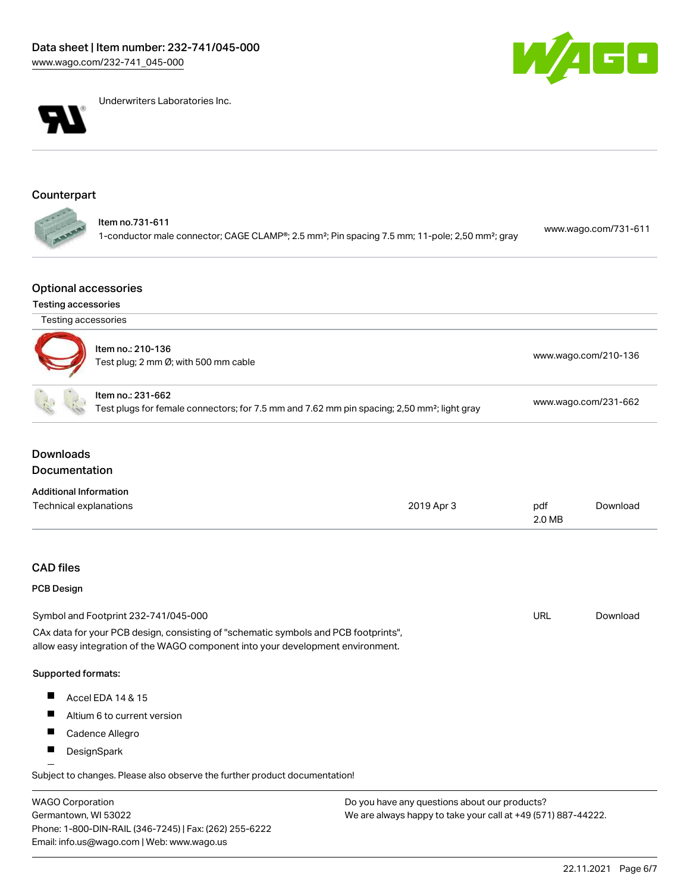Underwriters Laboratories Inc.

## Counterpart

Item no.731-611
1-conductor male connector; CAGE CLAMP®; 2.5 mm²; Pin spacing 7.5 mm; 11-pole; 2,50 mm²; gray

www.wago.com/731-611

## Optional accessories

### Testing accessories

Testing accessories

| | |
|---|---|
| Item no.: 210-136<br>Test plug; 2 mm Ø; with 500 mm cable | www.wago.com/210-136 |
| Item no.: 231-662<br>Test plugs for female connectors; for 7.5 mm and 7.62 mm pin spacing; 2,50 mm²; light gray | www.wago.com/231-662 |

## Downloads

## Documentation

### Additional Information

| | | | |
|---|---|---|---|
| Technical explanations | 2019 Apr 3 | pdf<br>2.0 MB | Download |

## CAD files

### PCB Design

| | | |
|---|---|---|
| Symbol and Footprint 232-741/045-000 | URL | Download |

CAx data for your PCB design, consisting of "schematic symbols and PCB footprints", allow easy integration of the WAGO component into your development environment.

**Supported formats:**

- Accel EDA 14 & 15
- Altium 6 to current version
- Cadence Allegro
- DesignSpark

Subject to changes. Please also observe the further product documentation!

WAGO Corporation
Germantown, WI 53022
Phone: 1-800-DIN-RAIL (346-7245) | Fax: (262) 255-6222
Email: info.us@wago.com | Web: www.wago.us

Do you have any questions about our products?
We are always happy to take your call at +49 (571) 887-44222.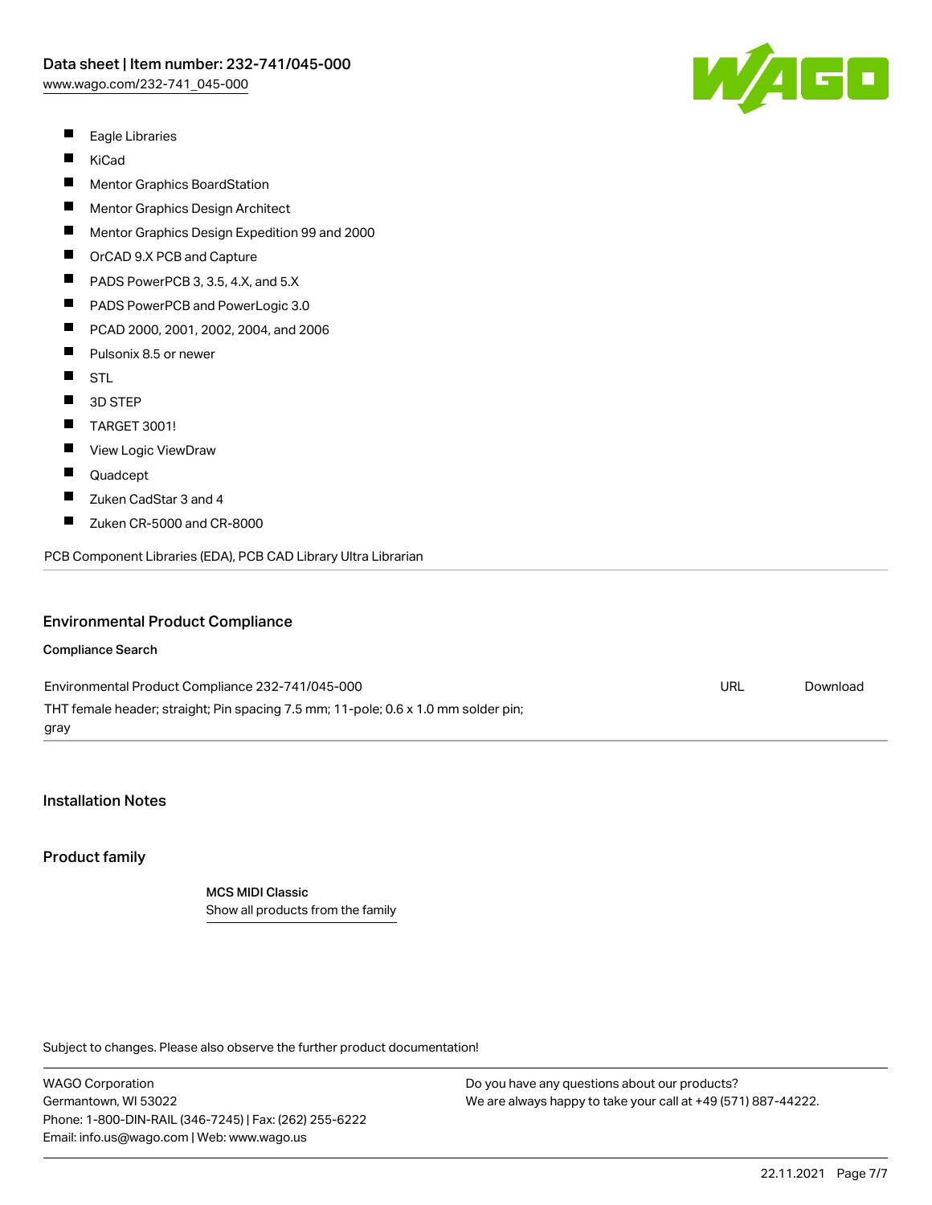- Eagle Libraries
- KiCad
- Mentor Graphics BoardStation
- Mentor Graphics Design Architect
- Mentor Graphics Design Expedition 99 and 2000
- OrCAD 9.X PCB and Capture
- PADS PowerPCB 3, 3.5, 4.X, and 5.X
- PADS PowerPCB and PowerLogic 3.0
- PCAD 2000, 2001, 2002, 2004, and 2006
- Pulsonix 8.5 or newer
- STL
- 3D STEP
- TARGET 3001!
- View Logic ViewDraw
- Quadcept
- Zuken CadStar 3 and 4
- Zuken CR-5000 and CR-8000

PCB Component Libraries (EDA), PCB CAD Library Ultra Librarian

## Environmental Product Compliance

### Compliance Search

| | | |
|---|---|---|
| Environmental Product Compliance 232-741/045-000<br>THT female header; straight; Pin spacing 7.5 mm; 11-pole; 0.6 x 1.0 mm solder pin; gray | URL | Download |

## Installation Notes

## Product family

**MCS MIDI Classic**
Show all products from the family

Subject to changes. Please also observe the further product documentation!

WAGO Corporation
Germantown, WI 53022
Phone: 1-800-DIN-RAIL (346-7245) | Fax: (262) 255-6222
Email: info.us@wago.com | Web: www.wago.us

Do you have any questions about our products?
We are always happy to take your call at +49 (571) 887-44222.